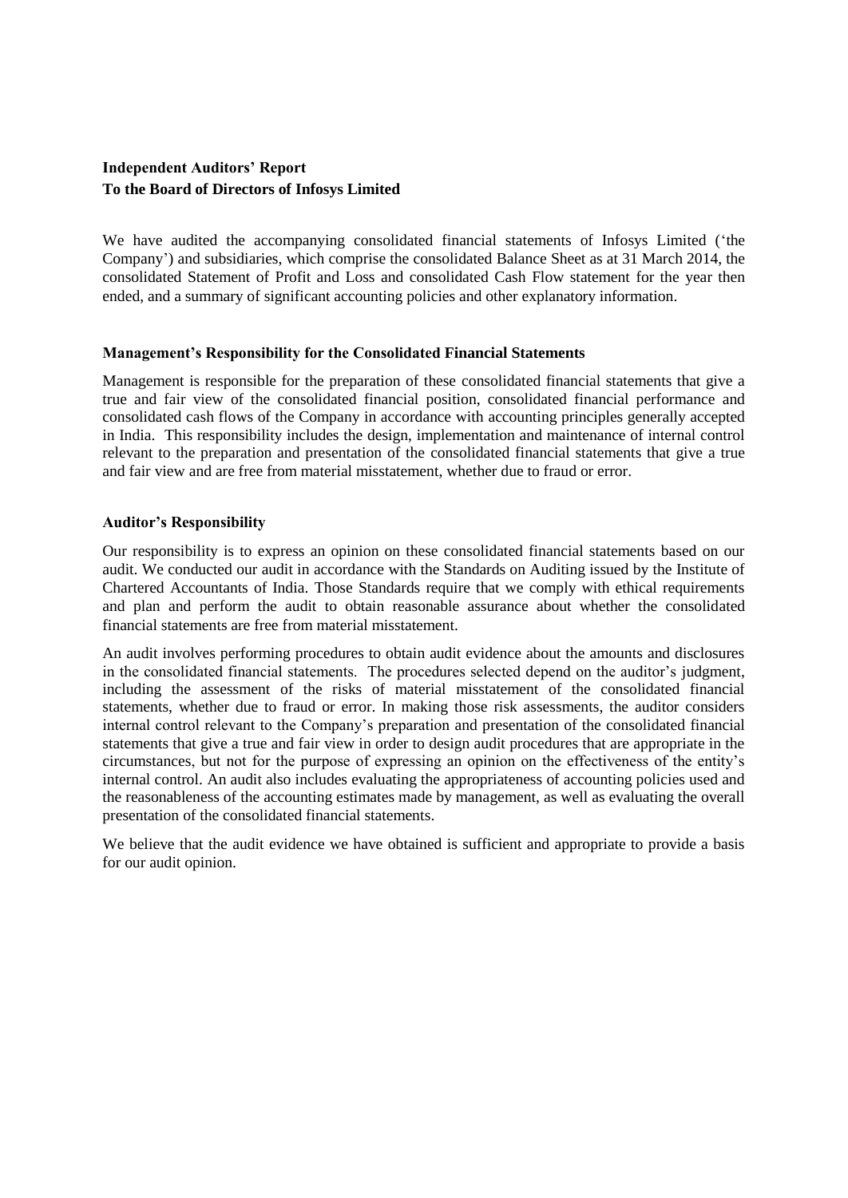**Independent Auditors' Report**
**To the Board of Directors of Infosys Limited**

We have audited the accompanying consolidated financial statements of Infosys Limited ('the Company') and subsidiaries, which comprise the consolidated Balance Sheet as at 31 March 2014, the consolidated Statement of Profit and Loss and consolidated Cash Flow statement for the year then ended, and a summary of significant accounting policies and other explanatory information.

**Management's Responsibility for the Consolidated Financial Statements**

Management is responsible for the preparation of these consolidated financial statements that give a true and fair view of the consolidated financial position, consolidated financial performance and consolidated cash flows of the Company in accordance with accounting principles generally accepted in India. This responsibility includes the design, implementation and maintenance of internal control relevant to the preparation and presentation of the consolidated financial statements that give a true and fair view and are free from material misstatement, whether due to fraud or error.

**Auditor's Responsibility**

Our responsibility is to express an opinion on these consolidated financial statements based on our audit. We conducted our audit in accordance with the Standards on Auditing issued by the Institute of Chartered Accountants of India. Those Standards require that we comply with ethical requirements and plan and perform the audit to obtain reasonable assurance about whether the consolidated financial statements are free from material misstatement.

An audit involves performing procedures to obtain audit evidence about the amounts and disclosures in the consolidated financial statements. The procedures selected depend on the auditor's judgment, including the assessment of the risks of material misstatement of the consolidated financial statements, whether due to fraud or error. In making those risk assessments, the auditor considers internal control relevant to the Company's preparation and presentation of the consolidated financial statements that give a true and fair view in order to design audit procedures that are appropriate in the circumstances, but not for the purpose of expressing an opinion on the effectiveness of the entity's internal control. An audit also includes evaluating the appropriateness of accounting policies used and the reasonableness of the accounting estimates made by management, as well as evaluating the overall presentation of the consolidated financial statements.

We believe that the audit evidence we have obtained is sufficient and appropriate to provide a basis for our audit opinion.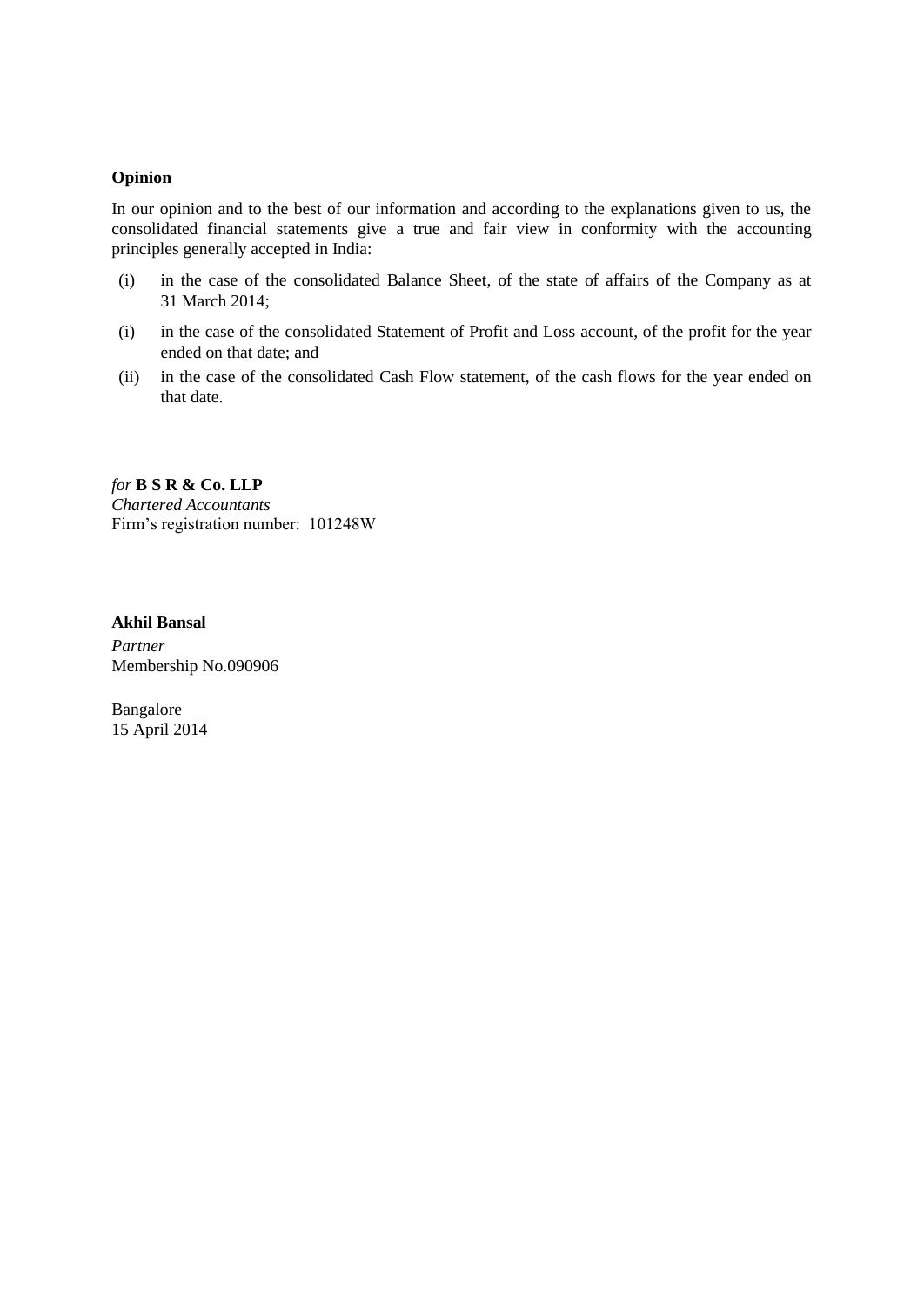**Opinion**

In our opinion and to the best of our information and according to the explanations given to us, the consolidated financial statements give a true and fair view in conformity with the accounting principles generally accepted in India:

(i) in the case of the consolidated Balance Sheet, of the state of affairs of the Company as at 31 March 2014;

(i) in the case of the consolidated Statement of Profit and Loss account, of the profit for the year ended on that date; and

(ii) in the case of the consolidated Cash Flow statement, of the cash flows for the year ended on that date.

*for* **B S R & Co. LLP**
*Chartered Accountants*
Firm's registration number: 101248W

**Akhil Bansal**
*Partner*
Membership No.090906

Bangalore
15 April 2014